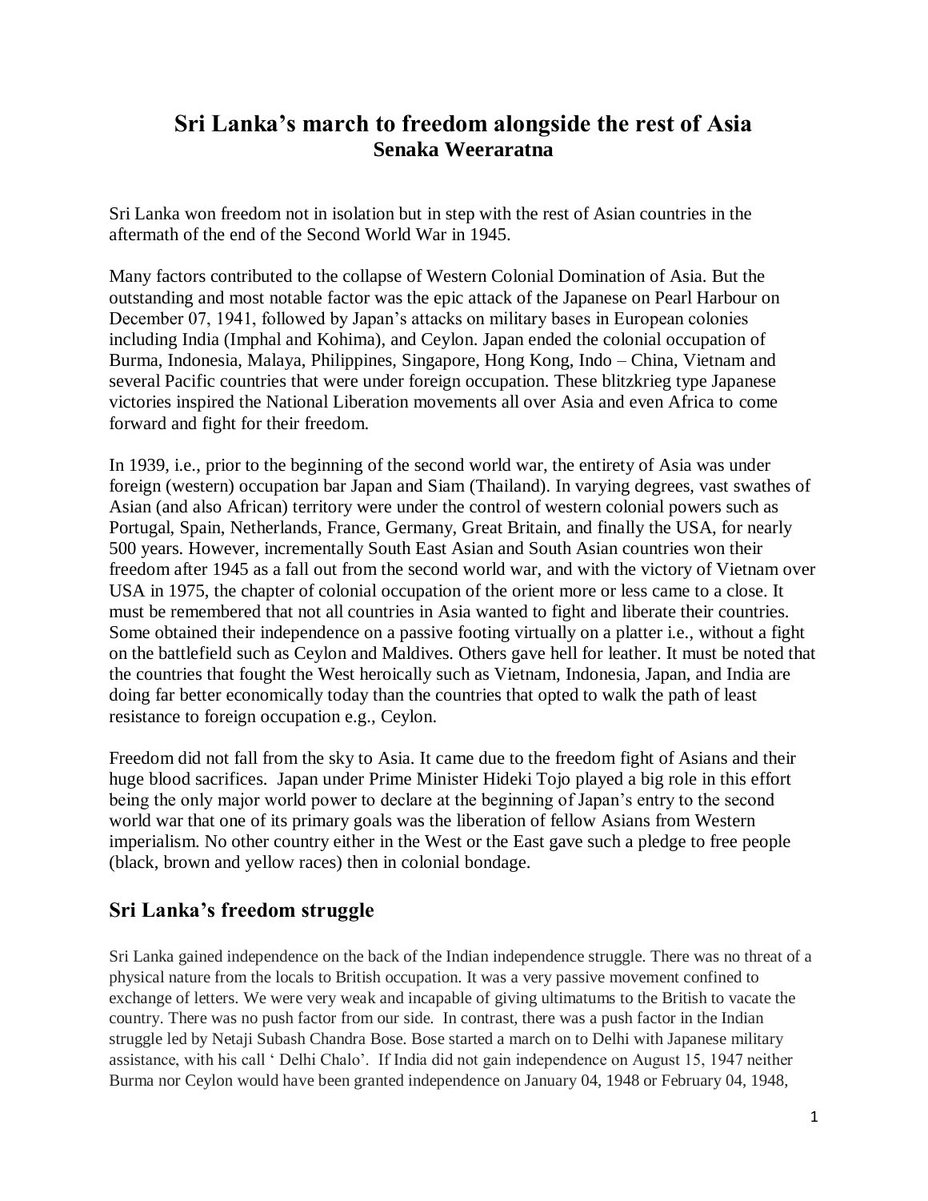# Sri Lanka's march to freedom alongside the rest of Asia

**Senaka Weeraratna**

Sri Lanka won freedom not in isolation but in step with the rest of Asian countries in the aftermath of the end of the Second World War in 1945.

Many factors contributed to the collapse of Western Colonial Domination of Asia. But the outstanding and most notable factor was the epic attack of the Japanese on Pearl Harbour on December 07, 1941, followed by Japan's attacks on military bases in European colonies including India (Imphal and Kohima), and Ceylon. Japan ended the colonial occupation of Burma, Indonesia, Malaya, Philippines, Singapore, Hong Kong, Indo – China, Vietnam and several Pacific countries that were under foreign occupation. These blitzkrieg type Japanese victories inspired the National Liberation movements all over Asia and even Africa to come forward and fight for their freedom.

In 1939, i.e., prior to the beginning of the second world war, the entirety of Asia was under foreign (western) occupation bar Japan and Siam (Thailand). In varying degrees, vast swathes of Asian (and also African) territory were under the control of western colonial powers such as Portugal, Spain, Netherlands, France, Germany, Great Britain, and finally the USA, for nearly 500 years. However, incrementally South East Asian and South Asian countries won their freedom after 1945 as a fall out from the second world war, and with the victory of Vietnam over USA in 1975, the chapter of colonial occupation of the orient more or less came to a close. It must be remembered that not all countries in Asia wanted to fight and liberate their countries. Some obtained their independence on a passive footing virtually on a platter i.e., without a fight on the battlefield such as Ceylon and Maldives. Others gave hell for leather. It must be noted that the countries that fought the West heroically such as Vietnam, Indonesia, Japan, and India are doing far better economically today than the countries that opted to walk the path of least resistance to foreign occupation e.g., Ceylon.

Freedom did not fall from the sky to Asia. It came due to the freedom fight of Asians and their huge blood sacrifices. Japan under Prime Minister Hideki Tojo played a big role in this effort being the only major world power to declare at the beginning of Japan's entry to the second world war that one of its primary goals was the liberation of fellow Asians from Western imperialism. No other country either in the West or the East gave such a pledge to free people (black, brown and yellow races) then in colonial bondage.

## Sri Lanka's freedom struggle

Sri Lanka gained independence on the back of the Indian independence struggle. There was no threat of a physical nature from the locals to British occupation. It was a very passive movement confined to exchange of letters. We were very weak and incapable of giving ultimatums to the British to vacate the country. There was no push factor from our side. In contrast, there was a push factor in the Indian struggle led by Netaji Subash Chandra Bose. Bose started a march on to Delhi with Japanese military assistance, with his call ' Delhi Chalo'. If India did not gain independence on August 15, 1947 neither Burma nor Ceylon would have been granted independence on January 04, 1948 or February 04, 1948,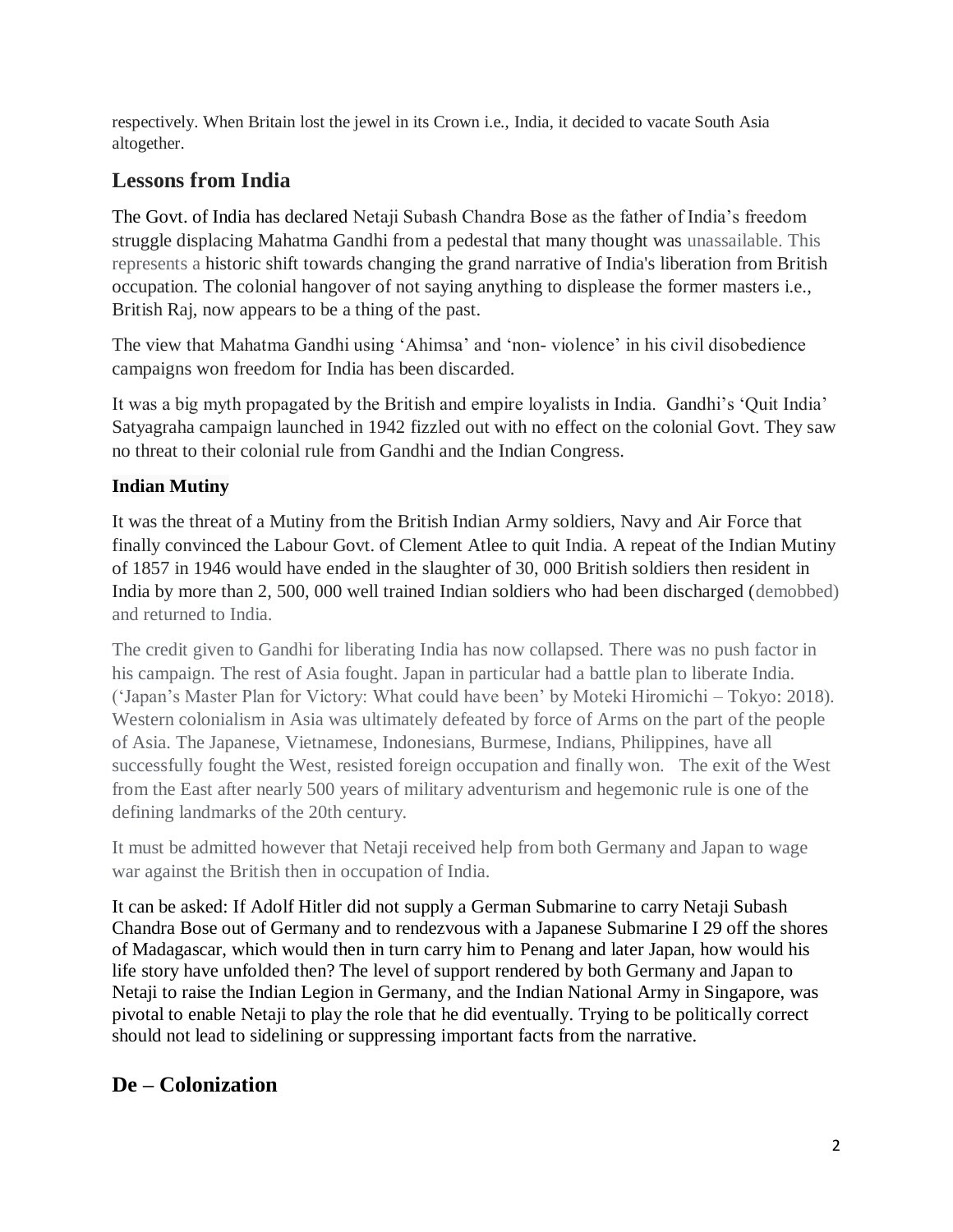respectively. When Britain lost the jewel in its Crown i.e., India, it decided to vacate South Asia altogether.

## Lessons from India

The Govt. of India has declared Netaji Subash Chandra Bose as the father of India's freedom struggle displacing Mahatma Gandhi from a pedestal that many thought was unassailable. This represents a historic shift towards changing the grand narrative of India's liberation from British occupation. The colonial hangover of not saying anything to displease the former masters i.e., British Raj, now appears to be a thing of the past.

The view that Mahatma Gandhi using 'Ahimsa' and 'non- violence' in his civil disobedience campaigns won freedom for India has been discarded.

It was a big myth propagated by the British and empire loyalists in India. Gandhi's 'Quit India' Satyagraha campaign launched in 1942 fizzled out with no effect on the colonial Govt. They saw no threat to their colonial rule from Gandhi and the Indian Congress.

### Indian Mutiny

It was the threat of a Mutiny from the British Indian Army soldiers, Navy and Air Force that finally convinced the Labour Govt. of Clement Atlee to quit India. A repeat of the Indian Mutiny of 1857 in 1946 would have ended in the slaughter of 30, 000 British soldiers then resident in India by more than 2, 500, 000 well trained Indian soldiers who had been discharged (demobbed) and returned to India.

The credit given to Gandhi for liberating India has now collapsed. There was no push factor in his campaign. The rest of Asia fought. Japan in particular had a battle plan to liberate India. ('Japan's Master Plan for Victory: What could have been' by Moteki Hiromichi – Tokyo: 2018). Western colonialism in Asia was ultimately defeated by force of Arms on the part of the people of Asia. The Japanese, Vietnamese, Indonesians, Burmese, Indians, Philippines, have all successfully fought the West, resisted foreign occupation and finally won. The exit of the West from the East after nearly 500 years of military adventurism and hegemonic rule is one of the defining landmarks of the 20th century.

It must be admitted however that Netaji received help from both Germany and Japan to wage war against the British then in occupation of India.

It can be asked: If Adolf Hitler did not supply a German Submarine to carry Netaji Subash Chandra Bose out of Germany and to rendezvous with a Japanese Submarine I 29 off the shores of Madagascar, which would then in turn carry him to Penang and later Japan, how would his life story have unfolded then? The level of support rendered by both Germany and Japan to Netaji to raise the Indian Legion in Germany, and the Indian National Army in Singapore, was pivotal to enable Netaji to play the role that he did eventually. Trying to be politically correct should not lead to sidelining or suppressing important facts from the narrative.

## De – Colonization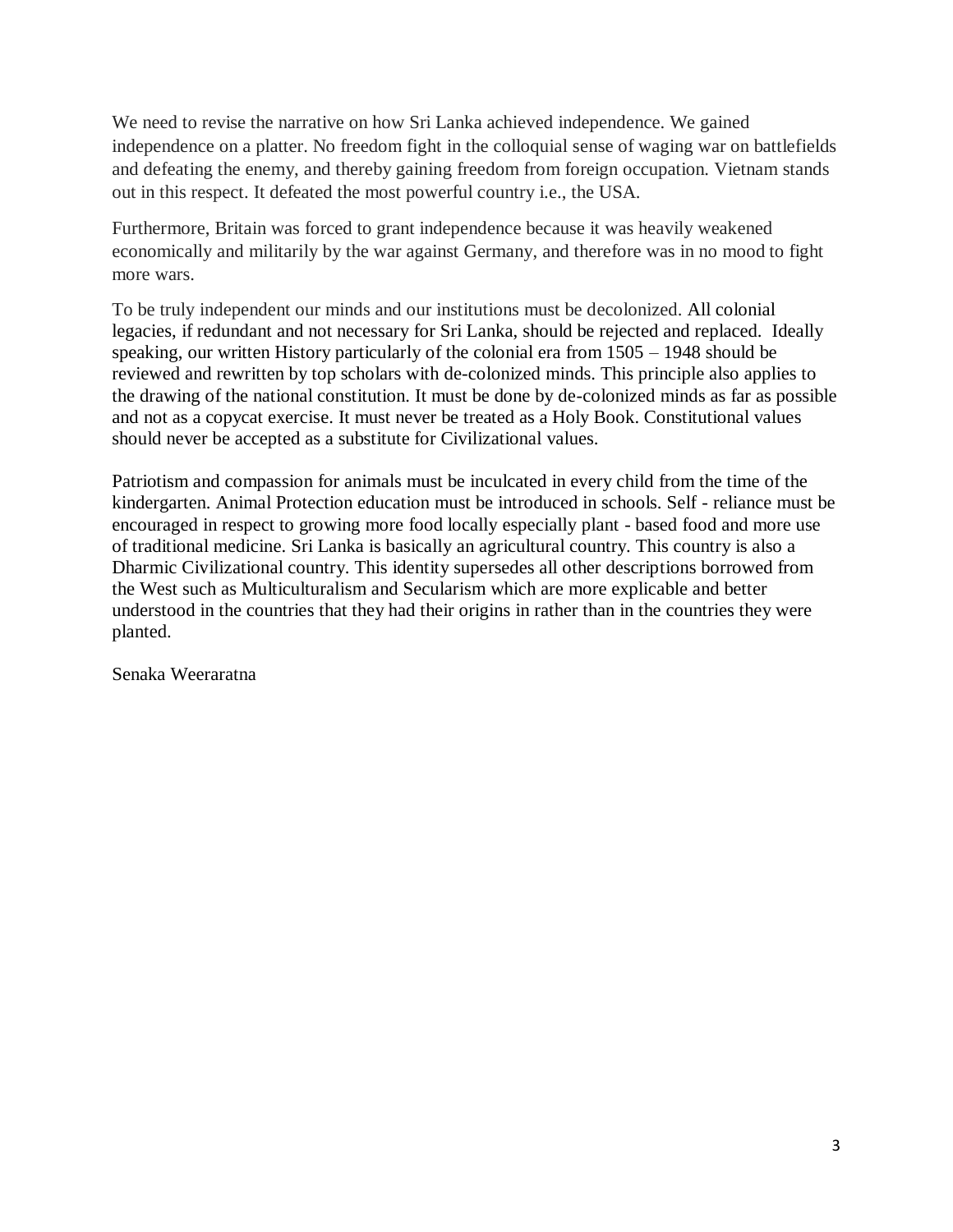We need to revise the narrative on how Sri Lanka achieved independence. We gained independence on a platter. No freedom fight in the colloquial sense of waging war on battlefields and defeating the enemy, and thereby gaining freedom from foreign occupation. Vietnam stands out in this respect. It defeated the most powerful country i.e., the USA.

Furthermore, Britain was forced to grant independence because it was heavily weakened economically and militarily by the war against Germany, and therefore was in no mood to fight more wars.

To be truly independent our minds and our institutions must be decolonized. All colonial legacies, if redundant and not necessary for Sri Lanka, should be rejected and replaced. Ideally speaking, our written History particularly of the colonial era from 1505 – 1948 should be reviewed and rewritten by top scholars with de-colonized minds. This principle also applies to the drawing of the national constitution. It must be done by de-colonized minds as far as possible and not as a copycat exercise. It must never be treated as a Holy Book. Constitutional values should never be accepted as a substitute for Civilizational values.

Patriotism and compassion for animals must be inculcated in every child from the time of the kindergarten. Animal Protection education must be introduced in schools. Self - reliance must be encouraged in respect to growing more food locally especially plant - based food and more use of traditional medicine. Sri Lanka is basically an agricultural country. This country is also a Dharmic Civilizational country. This identity supersedes all other descriptions borrowed from the West such as Multiculturalism and Secularism which are more explicable and better understood in the countries that they had their origins in rather than in the countries they were planted.

Senaka Weeraratna